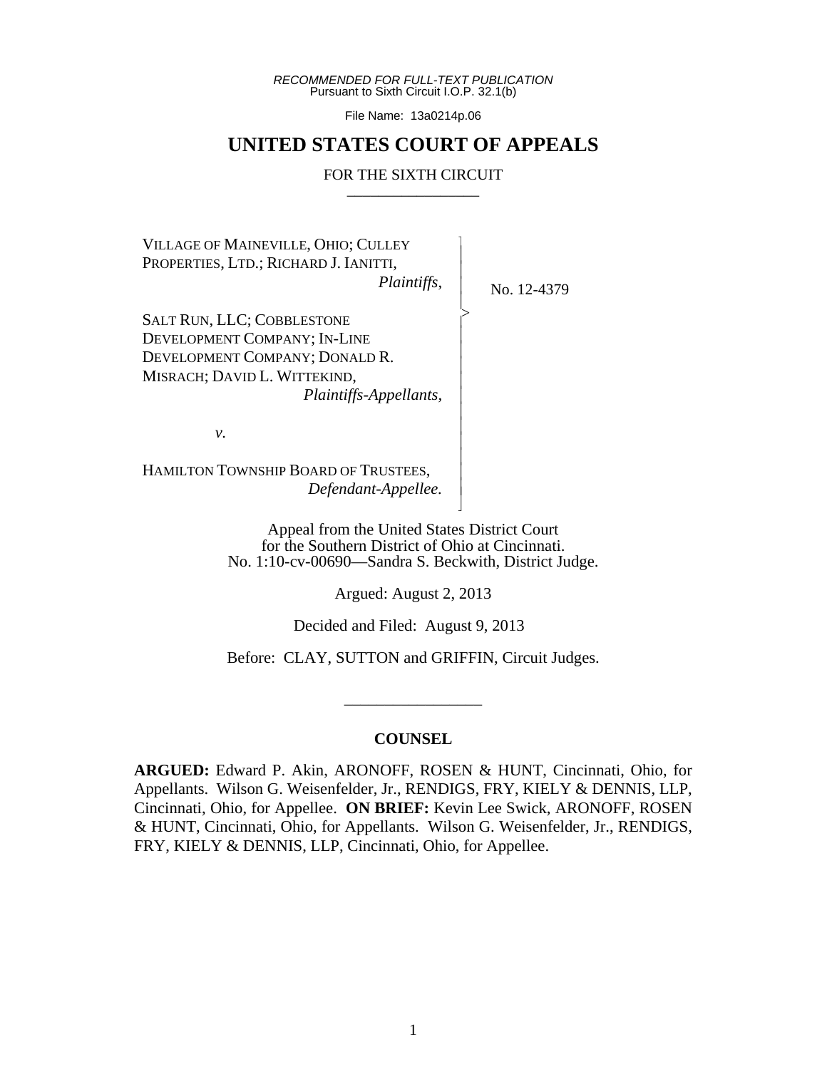*RECOMMENDED FOR FULL-TEXT PUBLICATION*
Pursuant to Sixth Circuit I.O.P. 32.1(b)

File Name: 13a0214p.06

# UNITED STATES COURT OF APPEALS

## FOR THE SIXTH CIRCUIT

VILLAGE OF MAINEVILLE, OHIO; CULLEY PROPERTIES, LTD.; RICHARD J. IANITTI,
*Plaintiffs*,

SALT RUN, LLC; COBBLESTONE DEVELOPMENT COMPANY; IN-LINE DEVELOPMENT COMPANY; DONALD R. MISRACH; DAVID L. WITTEKIND,
*Plaintiffs-Appellants*,

*v.*

HAMILTON TOWNSHIP BOARD OF TRUSTEES,
*Defendant-Appellee.*

No. 12-4379

Appeal from the United States District Court
for the Southern District of Ohio at Cincinnati.
No. 1:10-cv-00690—Sandra S. Beckwith, District Judge.

Argued: August 2, 2013

Decided and Filed: August 9, 2013

Before: CLAY, SUTTON and GRIFFIN, Circuit Judges.

**COUNSEL**

**ARGUED:** Edward P. Akin, ARONOFF, ROSEN & HUNT, Cincinnati, Ohio, for Appellants. Wilson G. Weisenfelder, Jr., RENDIGS, FRY, KIELY & DENNIS, LLP, Cincinnati, Ohio, for Appellee. **ON BRIEF:** Kevin Lee Swick, ARONOFF, ROSEN & HUNT, Cincinnati, Ohio, for Appellants. Wilson G. Weisenfelder, Jr., RENDIGS, FRY, KIELY & DENNIS, LLP, Cincinnati, Ohio, for Appellee.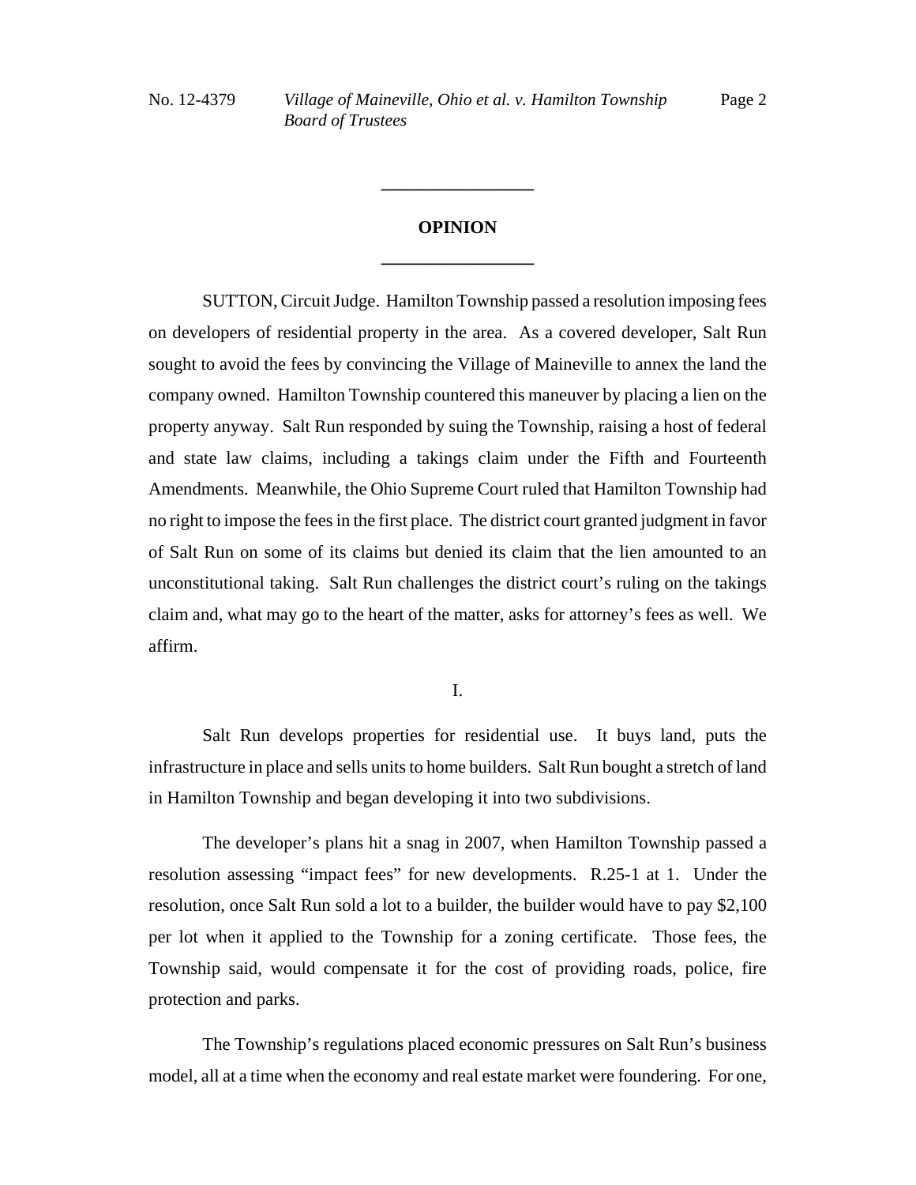**OPINION**

SUTTON, Circuit Judge. Hamilton Township passed a resolution imposing fees on developers of residential property in the area. As a covered developer, Salt Run sought to avoid the fees by convincing the Village of Maineville to annex the land the company owned. Hamilton Township countered this maneuver by placing a lien on the property anyway. Salt Run responded by suing the Township, raising a host of federal and state law claims, including a takings claim under the Fifth and Fourteenth Amendments. Meanwhile, the Ohio Supreme Court ruled that Hamilton Township had no right to impose the fees in the first place. The district court granted judgment in favor of Salt Run on some of its claims but denied its claim that the lien amounted to an unconstitutional taking. Salt Run challenges the district court's ruling on the takings claim and, what may go to the heart of the matter, asks for attorney's fees as well. We affirm.

## I.

Salt Run develops properties for residential use. It buys land, puts the infrastructure in place and sells units to home builders. Salt Run bought a stretch of land in Hamilton Township and began developing it into two subdivisions.

The developer's plans hit a snag in 2007, when Hamilton Township passed a resolution assessing "impact fees" for new developments. R.25-1 at 1. Under the resolution, once Salt Run sold a lot to a builder, the builder would have to pay $2,100 per lot when it applied to the Township for a zoning certificate. Those fees, the Township said, would compensate it for the cost of providing roads, police, fire protection and parks.

The Township's regulations placed economic pressures on Salt Run's business model, all at a time when the economy and real estate market were foundering. For one,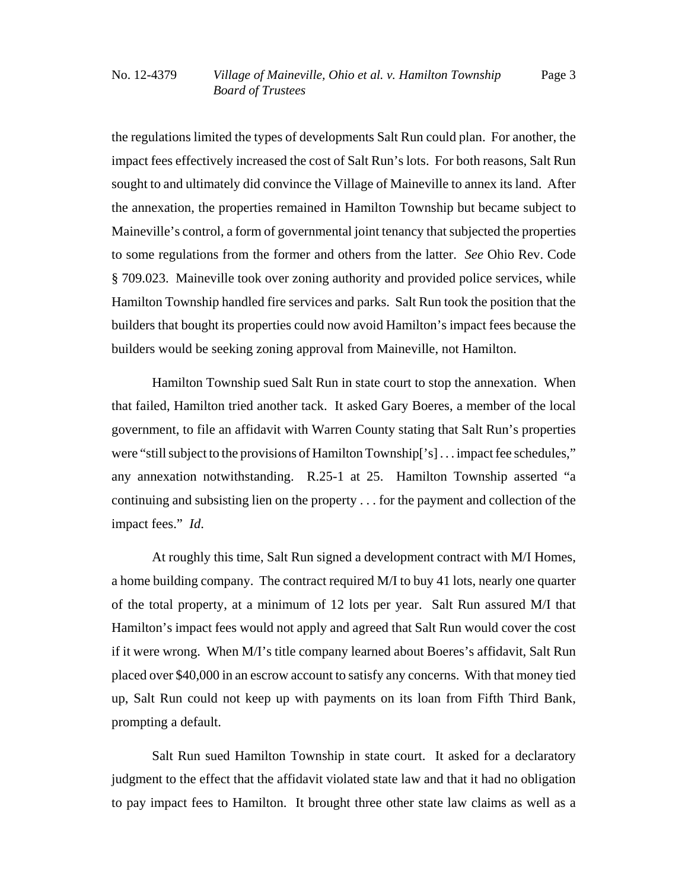the regulations limited the types of developments Salt Run could plan. For another, the impact fees effectively increased the cost of Salt Run's lots. For both reasons, Salt Run sought to and ultimately did convince the Village of Maineville to annex its land. After the annexation, the properties remained in Hamilton Township but became subject to Maineville's control, a form of governmental joint tenancy that subjected the properties to some regulations from the former and others from the latter. *See* Ohio Rev. Code § 709.023. Maineville took over zoning authority and provided police services, while Hamilton Township handled fire services and parks. Salt Run took the position that the builders that bought its properties could now avoid Hamilton's impact fees because the builders would be seeking zoning approval from Maineville, not Hamilton.

Hamilton Township sued Salt Run in state court to stop the annexation. When that failed, Hamilton tried another tack. It asked Gary Boeres, a member of the local government, to file an affidavit with Warren County stating that Salt Run's properties were "still subject to the provisions of Hamilton Township['s] . . . impact fee schedules," any annexation notwithstanding. R.25-1 at 25. Hamilton Township asserted "a continuing and subsisting lien on the property . . . for the payment and collection of the impact fees." *Id.*

At roughly this time, Salt Run signed a development contract with M/I Homes, a home building company. The contract required M/I to buy 41 lots, nearly one quarter of the total property, at a minimum of 12 lots per year. Salt Run assured M/I that Hamilton's impact fees would not apply and agreed that Salt Run would cover the cost if it were wrong. When M/I's title company learned about Boeres's affidavit, Salt Run placed over $40,000 in an escrow account to satisfy any concerns. With that money tied up, Salt Run could not keep up with payments on its loan from Fifth Third Bank, prompting a default.

Salt Run sued Hamilton Township in state court. It asked for a declaratory judgment to the effect that the affidavit violated state law and that it had no obligation to pay impact fees to Hamilton. It brought three other state law claims as well as a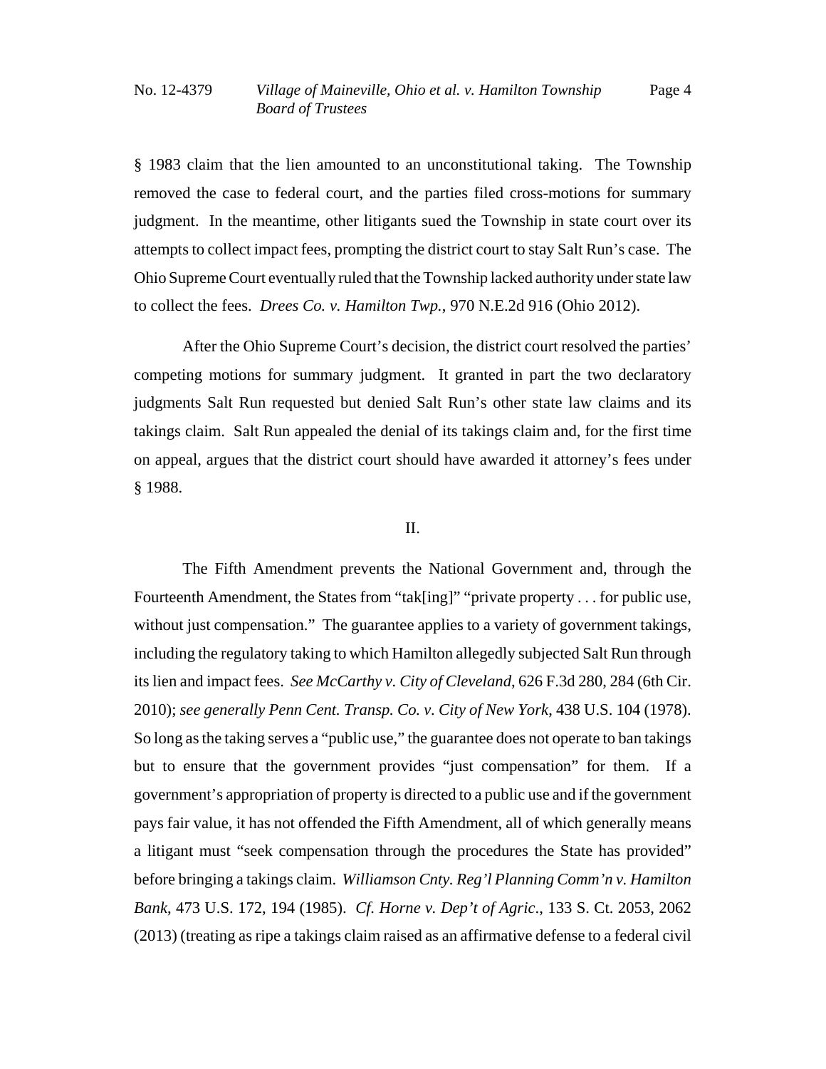§ 1983 claim that the lien amounted to an unconstitutional taking. The Township removed the case to federal court, and the parties filed cross-motions for summary judgment. In the meantime, other litigants sued the Township in state court over its attempts to collect impact fees, prompting the district court to stay Salt Run's case. The Ohio Supreme Court eventually ruled that the Township lacked authority under state law to collect the fees. *Drees Co. v. Hamilton Twp.*, 970 N.E.2d 916 (Ohio 2012).

After the Ohio Supreme Court's decision, the district court resolved the parties' competing motions for summary judgment. It granted in part the two declaratory judgments Salt Run requested but denied Salt Run's other state law claims and its takings claim. Salt Run appealed the denial of its takings claim and, for the first time on appeal, argues that the district court should have awarded it attorney's fees under § 1988.

## II.

The Fifth Amendment prevents the National Government and, through the Fourteenth Amendment, the States from "tak[ing]" "private property . . . for public use, without just compensation." The guarantee applies to a variety of government takings, including the regulatory taking to which Hamilton allegedly subjected Salt Run through its lien and impact fees. *See McCarthy v. City of Cleveland*, 626 F.3d 280, 284 (6th Cir. 2010); *see generally Penn Cent. Transp. Co. v. City of New York*, 438 U.S. 104 (1978). So long as the taking serves a "public use," the guarantee does not operate to ban takings but to ensure that the government provides "just compensation" for them. If a government's appropriation of property is directed to a public use and if the government pays fair value, it has not offended the Fifth Amendment, all of which generally means a litigant must "seek compensation through the procedures the State has provided" before bringing a takings claim. *Williamson Cnty. Reg'l Planning Comm'n v. Hamilton Bank*, 473 U.S. 172, 194 (1985). *Cf. Horne v. Dep't of Agric*., 133 S. Ct. 2053, 2062 (2013) (treating as ripe a takings claim raised as an affirmative defense to a federal civil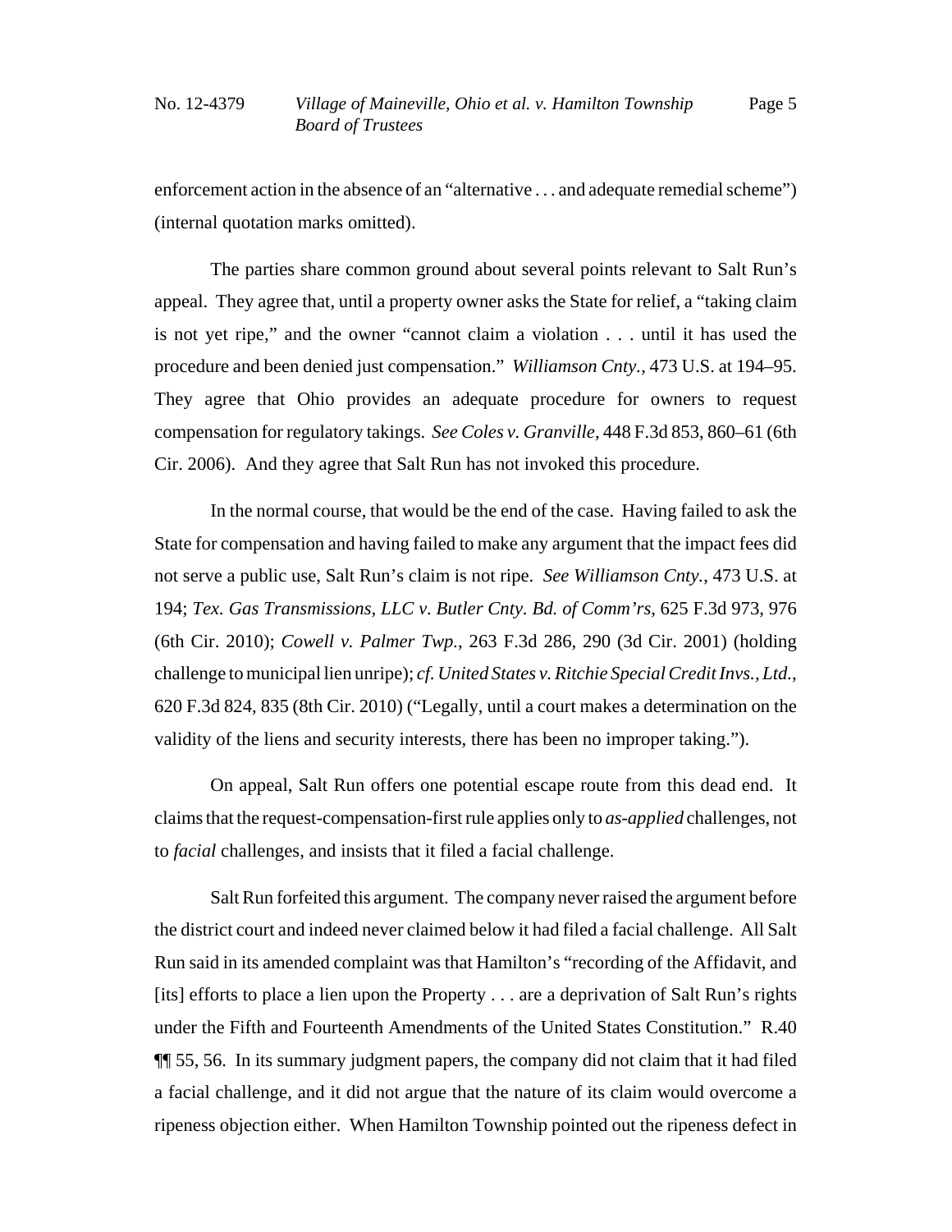enforcement action in the absence of an "alternative . . . and adequate remedial scheme") (internal quotation marks omitted).

The parties share common ground about several points relevant to Salt Run's appeal. They agree that, until a property owner asks the State for relief, a "taking claim is not yet ripe," and the owner "cannot claim a violation . . . until it has used the procedure and been denied just compensation." *Williamson Cnty.*, 473 U.S. at 194–95. They agree that Ohio provides an adequate procedure for owners to request compensation for regulatory takings. *See Coles v. Granville*, 448 F.3d 853, 860–61 (6th Cir. 2006). And they agree that Salt Run has not invoked this procedure.

In the normal course, that would be the end of the case. Having failed to ask the State for compensation and having failed to make any argument that the impact fees did not serve a public use, Salt Run's claim is not ripe. *See Williamson Cnty.*, 473 U.S. at 194; *Tex. Gas Transmissions, LLC v. Butler Cnty. Bd. of Comm'rs*, 625 F.3d 973, 976 (6th Cir. 2010); *Cowell v. Palmer Twp.*, 263 F.3d 286, 290 (3d Cir. 2001) (holding challenge to municipal lien unripe); *cf. United States v. Ritchie Special Credit Invs., Ltd.*, 620 F.3d 824, 835 (8th Cir. 2010) ("Legally, until a court makes a determination on the validity of the liens and security interests, there has been no improper taking.").

On appeal, Salt Run offers one potential escape route from this dead end. It claims that the request-compensation-first rule applies only to *as-applied* challenges, not to *facial* challenges, and insists that it filed a facial challenge.

Salt Run forfeited this argument. The company never raised the argument before the district court and indeed never claimed below it had filed a facial challenge. All Salt Run said in its amended complaint was that Hamilton's "recording of the Affidavit, and [its] efforts to place a lien upon the Property . . . are a deprivation of Salt Run's rights under the Fifth and Fourteenth Amendments of the United States Constitution." R.40 ¶¶ 55, 56. In its summary judgment papers, the company did not claim that it had filed a facial challenge, and it did not argue that the nature of its claim would overcome a ripeness objection either. When Hamilton Township pointed out the ripeness defect in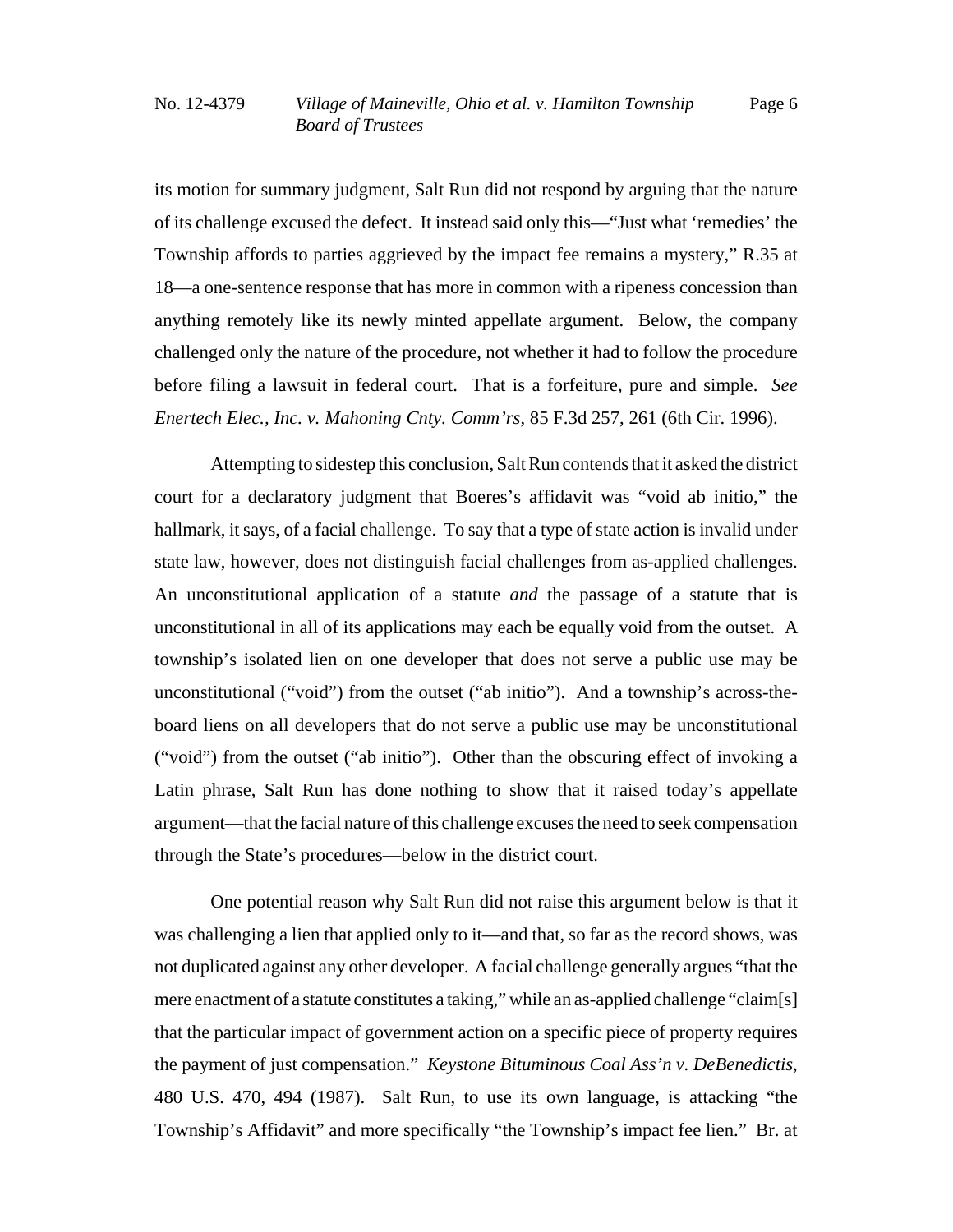its motion for summary judgment, Salt Run did not respond by arguing that the nature of its challenge excused the defect. It instead said only this—"Just what 'remedies' the Township affords to parties aggrieved by the impact fee remains a mystery," R.35 at 18—a one-sentence response that has more in common with a ripeness concession than anything remotely like its newly minted appellate argument. Below, the company challenged only the nature of the procedure, not whether it had to follow the procedure before filing a lawsuit in federal court. That is a forfeiture, pure and simple. *See Enertech Elec., Inc. v. Mahoning Cnty. Comm'rs*, 85 F.3d 257, 261 (6th Cir. 1996).

Attempting to sidestep this conclusion, Salt Run contends that it asked the district court for a declaratory judgment that Boeres's affidavit was "void ab initio," the hallmark, it says, of a facial challenge. To say that a type of state action is invalid under state law, however, does not distinguish facial challenges from as-applied challenges. An unconstitutional application of a statute *and* the passage of a statute that is unconstitutional in all of its applications may each be equally void from the outset. A township's isolated lien on one developer that does not serve a public use may be unconstitutional ("void") from the outset ("ab initio"). And a township's across-the-board liens on all developers that do not serve a public use may be unconstitutional ("void") from the outset ("ab initio"). Other than the obscuring effect of invoking a Latin phrase, Salt Run has done nothing to show that it raised today's appellate argument—that the facial nature of this challenge excuses the need to seek compensation through the State's procedures—below in the district court.

One potential reason why Salt Run did not raise this argument below is that it was challenging a lien that applied only to it—and that, so far as the record shows, was not duplicated against any other developer. A facial challenge generally argues "that the mere enactment of a statute constitutes a taking," while an as-applied challenge "claim[s] that the particular impact of government action on a specific piece of property requires the payment of just compensation." *Keystone Bituminous Coal Ass'n v. DeBenedictis*, 480 U.S. 470, 494 (1987). Salt Run, to use its own language, is attacking "the Township's Affidavit" and more specifically "the Township's impact fee lien." Br. at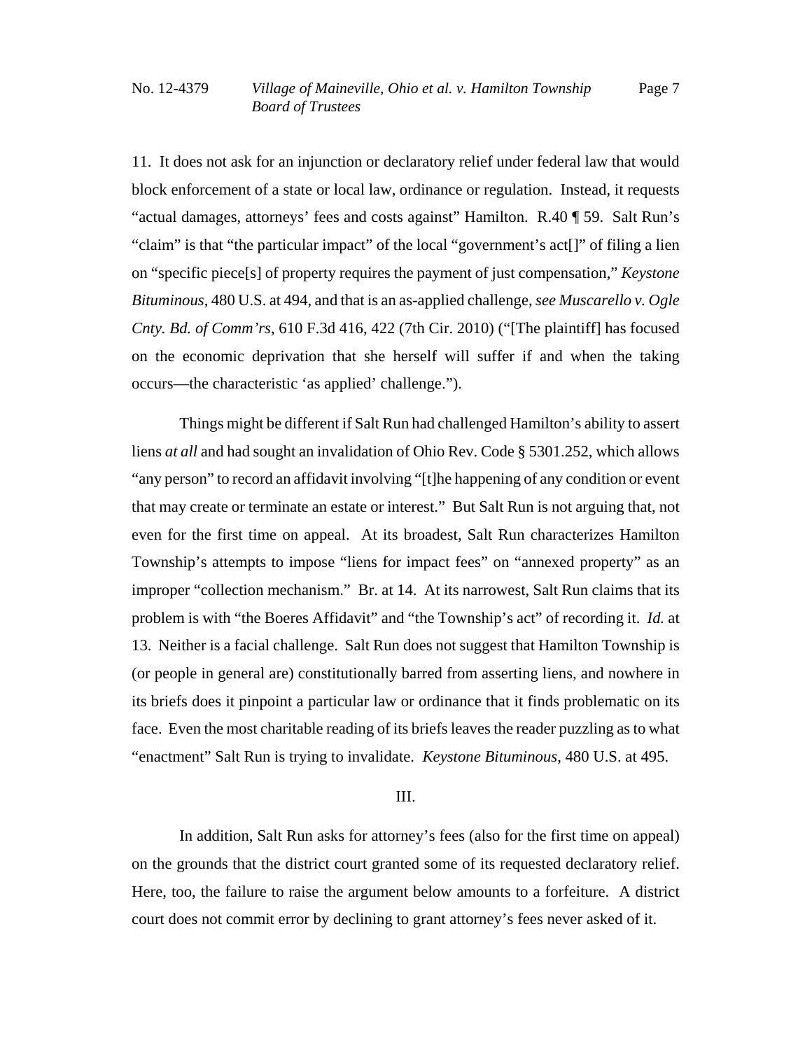11. It does not ask for an injunction or declaratory relief under federal law that would block enforcement of a state or local law, ordinance or regulation. Instead, it requests "actual damages, attorneys' fees and costs against" Hamilton. R.40 ¶ 59. Salt Run's "claim" is that "the particular impact" of the local "government's act[]" of filing a lien on "specific piece[s] of property requires the payment of just compensation," *Keystone Bituminous*, 480 U.S. at 494, and that is an as-applied challenge, *see Muscarello v. Ogle Cnty. Bd. of Comm'rs*, 610 F.3d 416, 422 (7th Cir. 2010) ("[The plaintiff] has focused on the economic deprivation that she herself will suffer if and when the taking occurs—the characteristic 'as applied' challenge.").

Things might be different if Salt Run had challenged Hamilton's ability to assert liens *at all* and had sought an invalidation of Ohio Rev. Code § 5301.252, which allows "any person" to record an affidavit involving "[t]he happening of any condition or event that may create or terminate an estate or interest." But Salt Run is not arguing that, not even for the first time on appeal. At its broadest, Salt Run characterizes Hamilton Township's attempts to impose "liens for impact fees" on "annexed property" as an improper "collection mechanism." Br. at 14. At its narrowest, Salt Run claims that its problem is with "the Boeres Affidavit" and "the Township's act" of recording it. *Id.* at 13. Neither is a facial challenge. Salt Run does not suggest that Hamilton Township is (or people in general are) constitutionally barred from asserting liens, and nowhere in its briefs does it pinpoint a particular law or ordinance that it finds problematic on its face. Even the most charitable reading of its briefs leaves the reader puzzling as to what "enactment" Salt Run is trying to invalidate. *Keystone Bituminous*, 480 U.S. at 495.

## III.

In addition, Salt Run asks for attorney's fees (also for the first time on appeal) on the grounds that the district court granted some of its requested declaratory relief. Here, too, the failure to raise the argument below amounts to a forfeiture. A district court does not commit error by declining to grant attorney's fees never asked of it.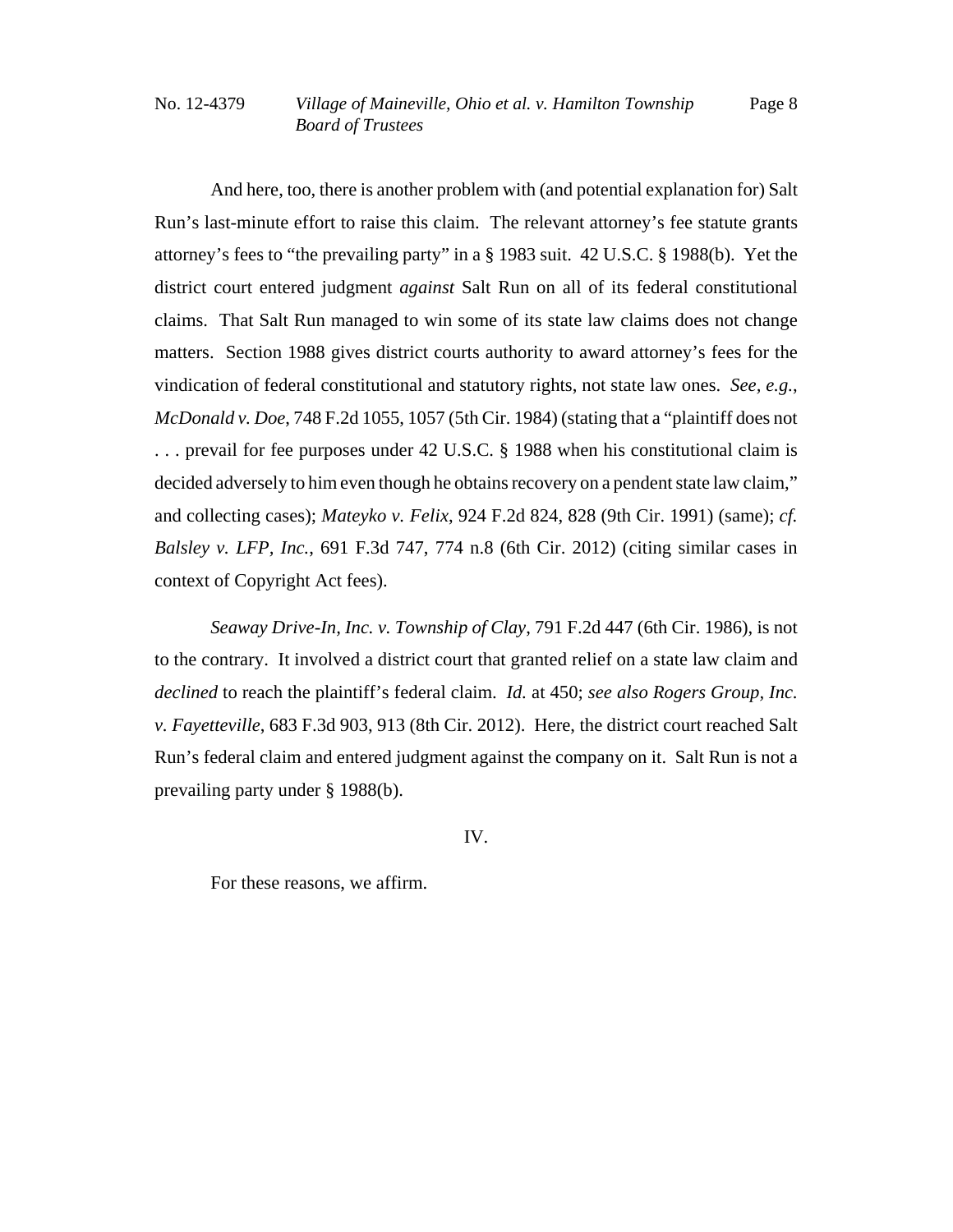And here, too, there is another problem with (and potential explanation for) Salt Run's last-minute effort to raise this claim. The relevant attorney's fee statute grants attorney's fees to "the prevailing party" in a § 1983 suit. 42 U.S.C. § 1988(b). Yet the district court entered judgment *against* Salt Run on all of its federal constitutional claims. That Salt Run managed to win some of its state law claims does not change matters. Section 1988 gives district courts authority to award attorney's fees for the vindication of federal constitutional and statutory rights, not state law ones. *See, e.g.*, *McDonald v. Doe*, 748 F.2d 1055, 1057 (5th Cir. 1984) (stating that a "plaintiff does not . . . prevail for fee purposes under 42 U.S.C. § 1988 when his constitutional claim is decided adversely to him even though he obtains recovery on a pendent state law claim," and collecting cases); *Mateyko v. Felix*, 924 F.2d 824, 828 (9th Cir. 1991) (same); *cf. Balsley v. LFP, Inc.*, 691 F.3d 747, 774 n.8 (6th Cir. 2012) (citing similar cases in context of Copyright Act fees).

*Seaway Drive-In, Inc. v. Township of Clay*, 791 F.2d 447 (6th Cir. 1986), is not to the contrary. It involved a district court that granted relief on a state law claim and *declined* to reach the plaintiff's federal claim. *Id.* at 450; *see also Rogers Group, Inc. v. Fayetteville*, 683 F.3d 903, 913 (8th Cir. 2012). Here, the district court reached Salt Run's federal claim and entered judgment against the company on it. Salt Run is not a prevailing party under § 1988(b).

## IV.

For these reasons, we affirm.